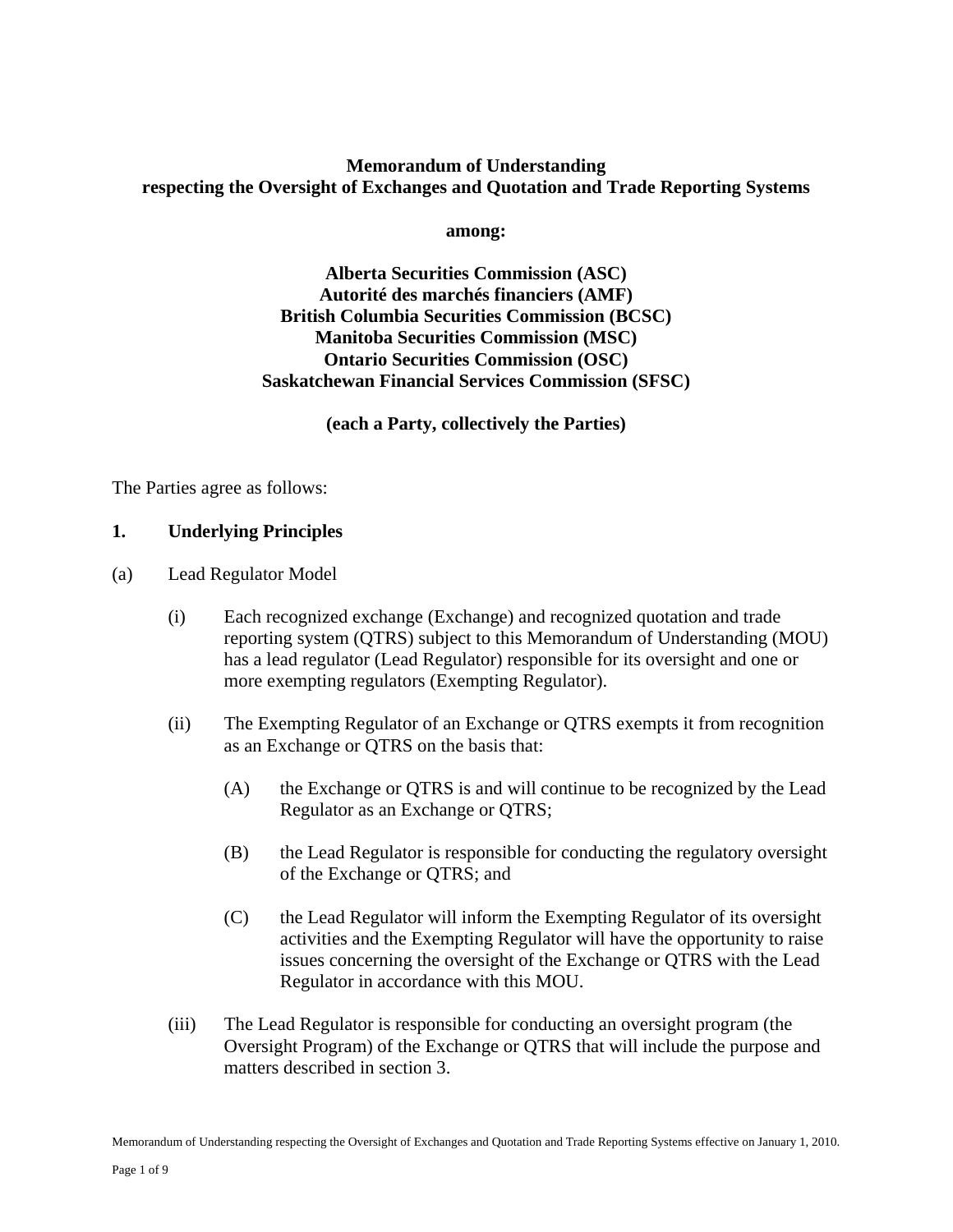**Memorandum of Understanding**
**respecting the Oversight of Exchanges and Quotation and Trade Reporting Systems**

**among:**

**Alberta Securities Commission (ASC)**
**Autorité des marchés financiers (AMF)**
**British Columbia Securities Commission (BCSC)**
**Manitoba Securities Commission (MSC)**
**Ontario Securities Commission (OSC)**
**Saskatchewan Financial Services Commission (SFSC)**

**(each a Party, collectively the Parties)**

The Parties agree as follows:

## 1. Underlying Principles

(a) Lead Regulator Model

(i) Each recognized exchange (Exchange) and recognized quotation and trade reporting system (QTRS) subject to this Memorandum of Understanding (MOU) has a lead regulator (Lead Regulator) responsible for its oversight and one or more exempting regulators (Exempting Regulator).

(ii) The Exempting Regulator of an Exchange or QTRS exempts it from recognition as an Exchange or QTRS on the basis that:

(A) the Exchange or QTRS is and will continue to be recognized by the Lead Regulator as an Exchange or QTRS;

(B) the Lead Regulator is responsible for conducting the regulatory oversight of the Exchange or QTRS; and

(C) the Lead Regulator will inform the Exempting Regulator of its oversight activities and the Exempting Regulator will have the opportunity to raise issues concerning the oversight of the Exchange or QTRS with the Lead Regulator in accordance with this MOU.

(iii) The Lead Regulator is responsible for conducting an oversight program (the Oversight Program) of the Exchange or QTRS that will include the purpose and matters described in section 3.

Memorandum of Understanding respecting the Oversight of Exchanges and Quotation and Trade Reporting Systems effective on January 1, 2010.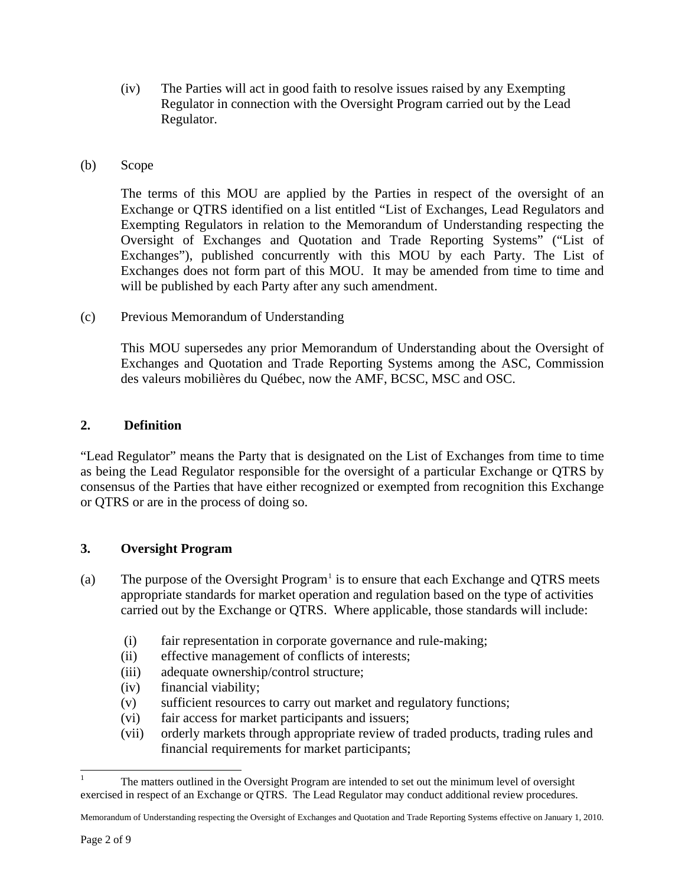(iv) The Parties will act in good faith to resolve issues raised by any Exempting Regulator in connection with the Oversight Program carried out by the Lead Regulator.

(b) Scope

The terms of this MOU are applied by the Parties in respect of the oversight of an Exchange or QTRS identified on a list entitled "List of Exchanges, Lead Regulators and Exempting Regulators in relation to the Memorandum of Understanding respecting the Oversight of Exchanges and Quotation and Trade Reporting Systems" ("List of Exchanges"), published concurrently with this MOU by each Party. The List of Exchanges does not form part of this MOU. It may be amended from time to time and will be published by each Party after any such amendment.

(c) Previous Memorandum of Understanding

This MOU supersedes any prior Memorandum of Understanding about the Oversight of Exchanges and Quotation and Trade Reporting Systems among the ASC, Commission des valeurs mobilières du Québec, now the AMF, BCSC, MSC and OSC.

## 2. Definition

"Lead Regulator" means the Party that is designated on the List of Exchanges from time to time as being the Lead Regulator responsible for the oversight of a particular Exchange or QTRS by consensus of the Parties that have either recognized or exempted from recognition this Exchange or QTRS or are in the process of doing so.

## 3. Oversight Program

(a) The purpose of the Oversight Program[1] is to ensure that each Exchange and QTRS meets appropriate standards for market operation and regulation based on the type of activities carried out by the Exchange or QTRS. Where applicable, those standards will include:

(i) fair representation in corporate governance and rule-making;
(ii) effective management of conflicts of interests;
(iii) adequate ownership/control structure;
(iv) financial viability;
(v) sufficient resources to carry out market and regulatory functions;
(vi) fair access for market participants and issuers;
(vii) orderly markets through appropriate review of traded products, trading rules and financial requirements for market participants;

[1] The matters outlined in the Oversight Program are intended to set out the minimum level of oversight exercised in respect of an Exchange or QTRS. The Lead Regulator may conduct additional review procedures.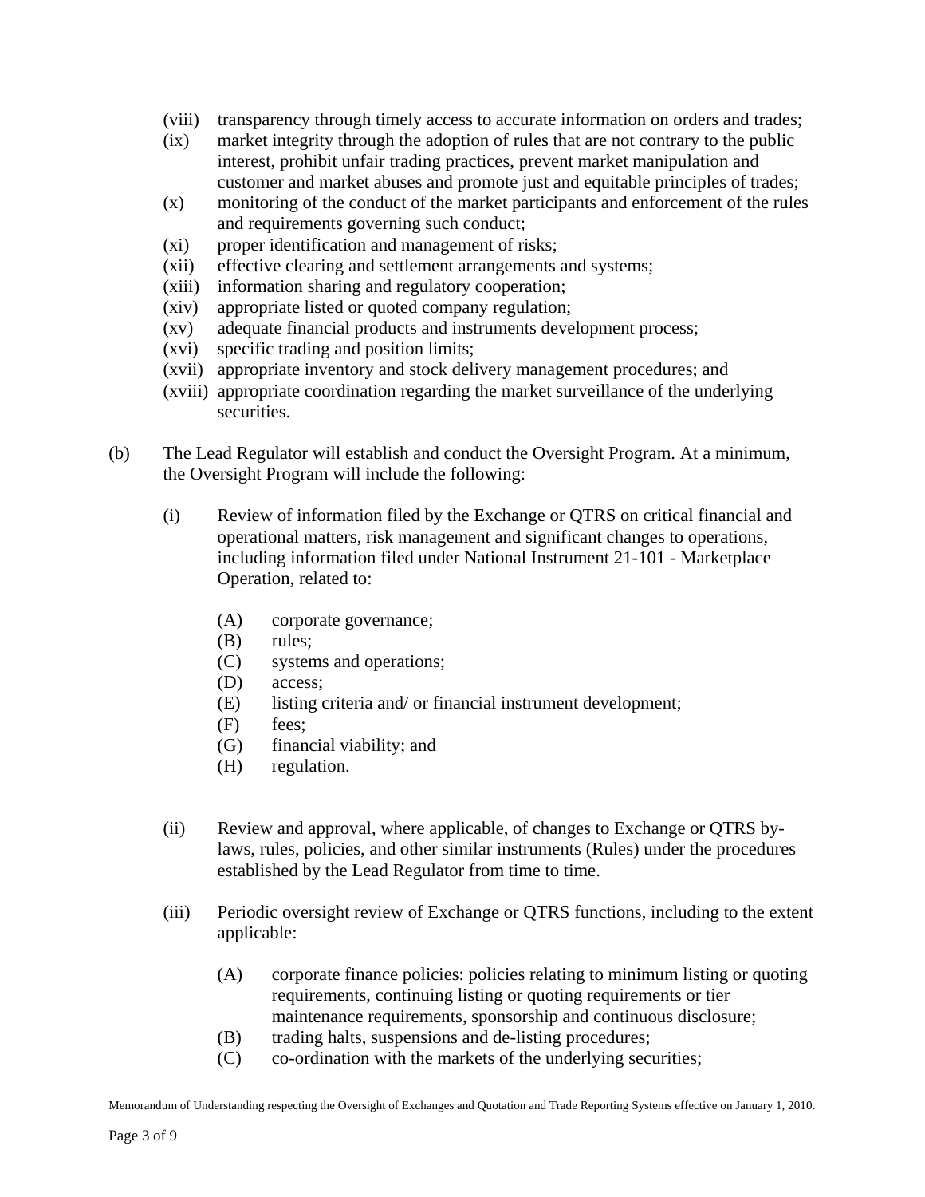- (viii) transparency through timely access to accurate information on orders and trades;
- (ix) market integrity through the adoption of rules that are not contrary to the public interest, prohibit unfair trading practices, prevent market manipulation and customer and market abuses and promote just and equitable principles of trades;
- (x) monitoring of the conduct of the market participants and enforcement of the rules and requirements governing such conduct;
- (xi) proper identification and management of risks;
- (xii) effective clearing and settlement arrangements and systems;
- (xiii) information sharing and regulatory cooperation;
- (xiv) appropriate listed or quoted company regulation;
- (xv) adequate financial products and instruments development process;
- (xvi) specific trading and position limits;
- (xvii) appropriate inventory and stock delivery management procedures; and
- (xviii) appropriate coordination regarding the market surveillance of the underlying securities.

(b) The Lead Regulator will establish and conduct the Oversight Program. At a minimum, the Oversight Program will include the following:

- (i) Review of information filed by the Exchange or QTRS on critical financial and operational matters, risk management and significant changes to operations, including information filed under National Instrument 21-101 - Marketplace Operation, related to:
  - (A) corporate governance;
  - (B) rules;
  - (C) systems and operations;
  - (D) access;
  - (E) listing criteria and/ or financial instrument development;
  - (F) fees;
  - (G) financial viability; and
  - (H) regulation.

- (ii) Review and approval, where applicable, of changes to Exchange or QTRS by-laws, rules, policies, and other similar instruments (Rules) under the procedures established by the Lead Regulator from time to time.

- (iii) Periodic oversight review of Exchange or QTRS functions, including to the extent applicable:
  - (A) corporate finance policies: policies relating to minimum listing or quoting requirements, continuing listing or quoting requirements or tier maintenance requirements, sponsorship and continuous disclosure;
  - (B) trading halts, suspensions and de-listing procedures;
  - (C) co-ordination with the markets of the underlying securities;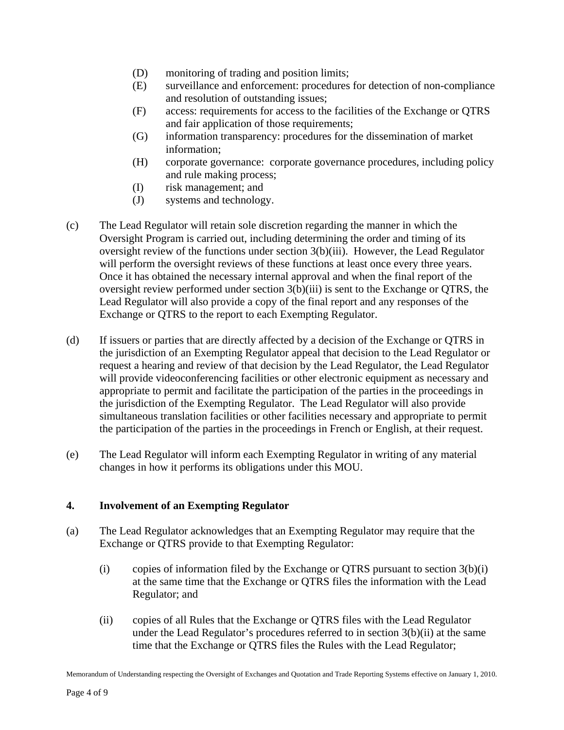(D) monitoring of trading and position limits;
(E) surveillance and enforcement: procedures for detection of non-compliance and resolution of outstanding issues;
(F) access: requirements for access to the facilities of the Exchange or QTRS and fair application of those requirements;
(G) information transparency: procedures for the dissemination of market information;
(H) corporate governance: corporate governance procedures, including policy and rule making process;
(I) risk management; and
(J) systems and technology.

(c) The Lead Regulator will retain sole discretion regarding the manner in which the Oversight Program is carried out, including determining the order and timing of its oversight review of the functions under section 3(b)(iii). However, the Lead Regulator will perform the oversight reviews of these functions at least once every three years. Once it has obtained the necessary internal approval and when the final report of the oversight review performed under section 3(b)(iii) is sent to the Exchange or QTRS, the Lead Regulator will also provide a copy of the final report and any responses of the Exchange or QTRS to the report to each Exempting Regulator.

(d) If issuers or parties that are directly affected by a decision of the Exchange or QTRS in the jurisdiction of an Exempting Regulator appeal that decision to the Lead Regulator or request a hearing and review of that decision by the Lead Regulator, the Lead Regulator will provide videoconferencing facilities or other electronic equipment as necessary and appropriate to permit and facilitate the participation of the parties in the proceedings in the jurisdiction of the Exempting Regulator. The Lead Regulator will also provide simultaneous translation facilities or other facilities necessary and appropriate to permit the participation of the parties in the proceedings in French or English, at their request.

(e) The Lead Regulator will inform each Exempting Regulator in writing of any material changes in how it performs its obligations under this MOU.

## 4. Involvement of an Exempting Regulator

(a) The Lead Regulator acknowledges that an Exempting Regulator may require that the Exchange or QTRS provide to that Exempting Regulator:

(i) copies of information filed by the Exchange or QTRS pursuant to section 3(b)(i) at the same time that the Exchange or QTRS files the information with the Lead Regulator; and

(ii) copies of all Rules that the Exchange or QTRS files with the Lead Regulator under the Lead Regulator's procedures referred to in section 3(b)(ii) at the same time that the Exchange or QTRS files the Rules with the Lead Regulator;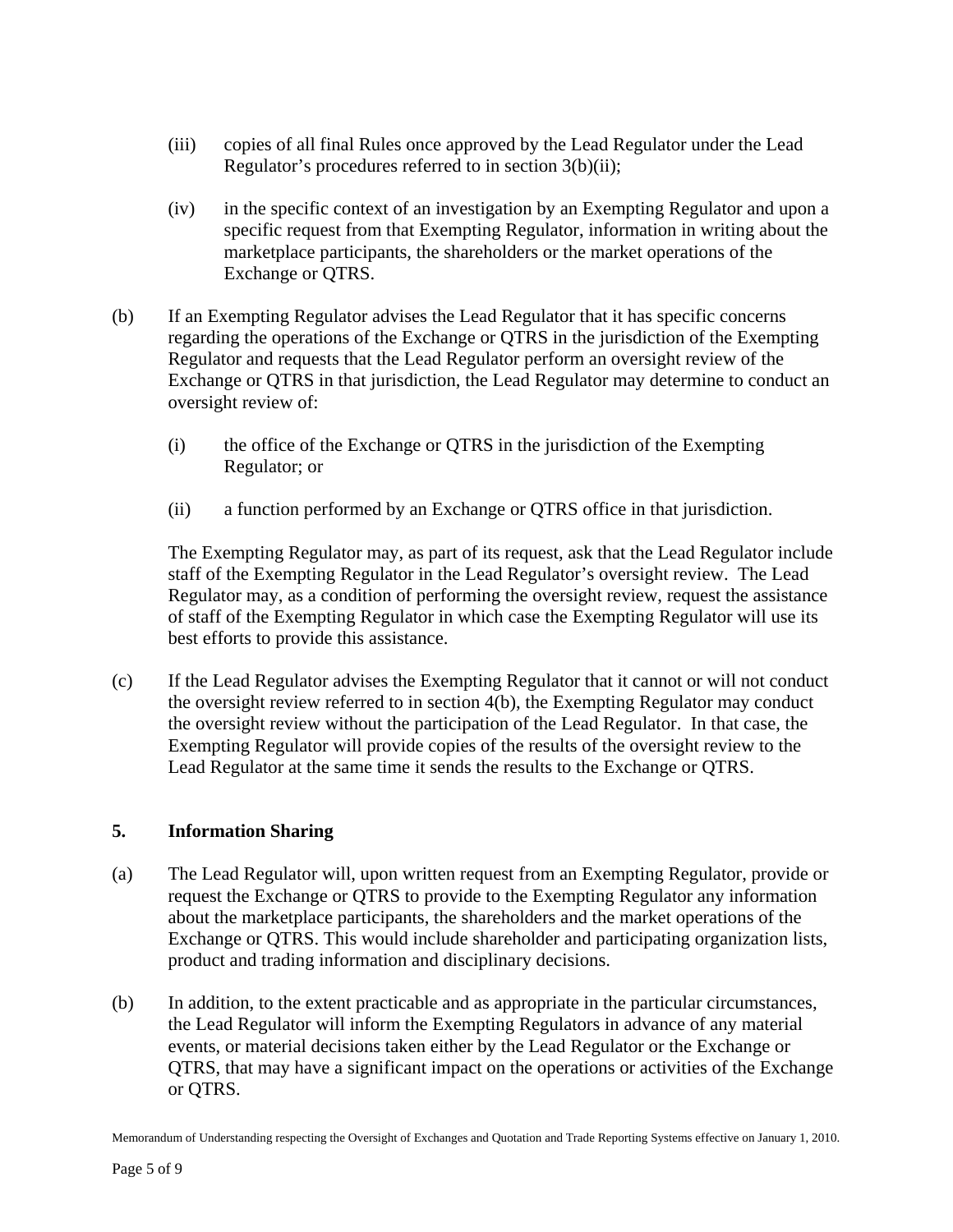(iii) copies of all final Rules once approved by the Lead Regulator under the Lead Regulator's procedures referred to in section 3(b)(ii);

(iv) in the specific context of an investigation by an Exempting Regulator and upon a specific request from that Exempting Regulator, information in writing about the marketplace participants, the shareholders or the market operations of the Exchange or QTRS.

(b) If an Exempting Regulator advises the Lead Regulator that it has specific concerns regarding the operations of the Exchange or QTRS in the jurisdiction of the Exempting Regulator and requests that the Lead Regulator perform an oversight review of the Exchange or QTRS in that jurisdiction, the Lead Regulator may determine to conduct an oversight review of:

(i) the office of the Exchange or QTRS in the jurisdiction of the Exempting Regulator; or

(ii) a function performed by an Exchange or QTRS office in that jurisdiction.

The Exempting Regulator may, as part of its request, ask that the Lead Regulator include staff of the Exempting Regulator in the Lead Regulator's oversight review. The Lead Regulator may, as a condition of performing the oversight review, request the assistance of staff of the Exempting Regulator in which case the Exempting Regulator will use its best efforts to provide this assistance.

(c) If the Lead Regulator advises the Exempting Regulator that it cannot or will not conduct the oversight review referred to in section 4(b), the Exempting Regulator may conduct the oversight review without the participation of the Lead Regulator. In that case, the Exempting Regulator will provide copies of the results of the oversight review to the Lead Regulator at the same time it sends the results to the Exchange or QTRS.

## 5. Information Sharing

(a) The Lead Regulator will, upon written request from an Exempting Regulator, provide or request the Exchange or QTRS to provide to the Exempting Regulator any information about the marketplace participants, the shareholders and the market operations of the Exchange or QTRS. This would include shareholder and participating organization lists, product and trading information and disciplinary decisions.

(b) In addition, to the extent practicable and as appropriate in the particular circumstances, the Lead Regulator will inform the Exempting Regulators in advance of any material events, or material decisions taken either by the Lead Regulator or the Exchange or QTRS, that may have a significant impact on the operations or activities of the Exchange or QTRS.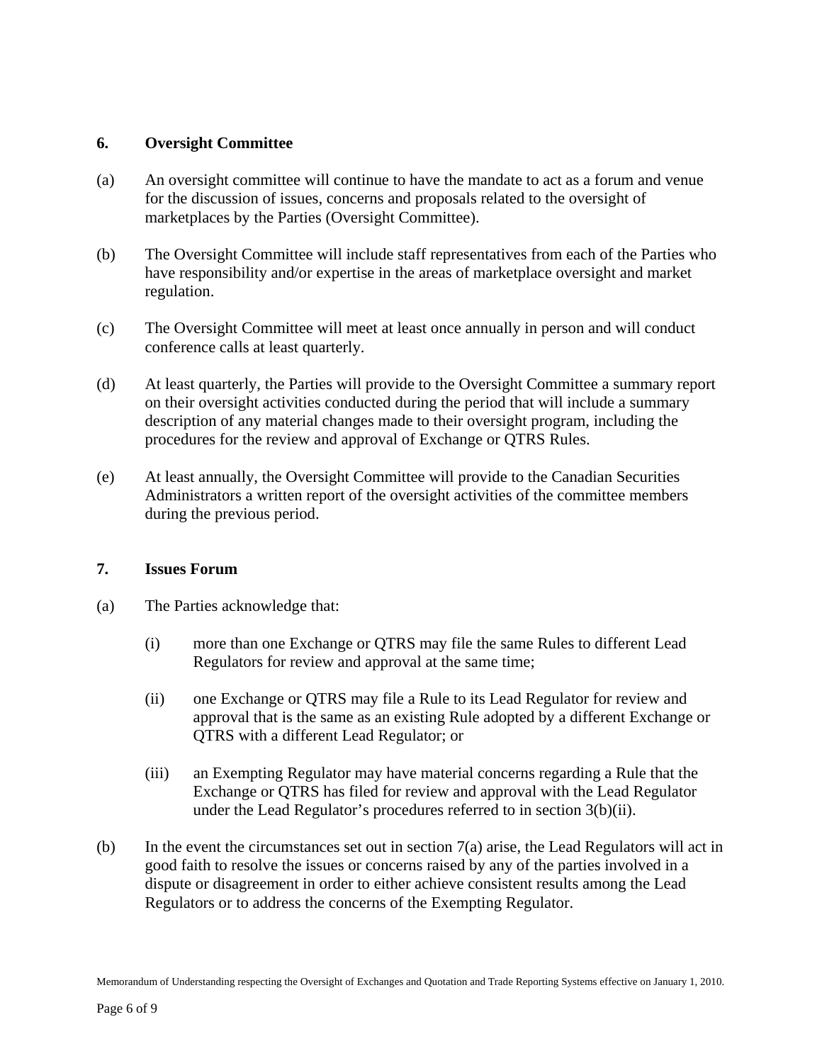## 6. Oversight Committee

(a) An oversight committee will continue to have the mandate to act as a forum and venue for the discussion of issues, concerns and proposals related to the oversight of marketplaces by the Parties (Oversight Committee).

(b) The Oversight Committee will include staff representatives from each of the Parties who have responsibility and/or expertise in the areas of marketplace oversight and market regulation.

(c) The Oversight Committee will meet at least once annually in person and will conduct conference calls at least quarterly.

(d) At least quarterly, the Parties will provide to the Oversight Committee a summary report on their oversight activities conducted during the period that will include a summary description of any material changes made to their oversight program, including the procedures for the review and approval of Exchange or QTRS Rules.

(e) At least annually, the Oversight Committee will provide to the Canadian Securities Administrators a written report of the oversight activities of the committee members during the previous period.

## 7. Issues Forum

(a) The Parties acknowledge that:

   (i) more than one Exchange or QTRS may file the same Rules to different Lead Regulators for review and approval at the same time;

   (ii) one Exchange or QTRS may file a Rule to its Lead Regulator for review and approval that is the same as an existing Rule adopted by a different Exchange or QTRS with a different Lead Regulator; or

   (iii) an Exempting Regulator may have material concerns regarding a Rule that the Exchange or QTRS has filed for review and approval with the Lead Regulator under the Lead Regulator's procedures referred to in section 3(b)(ii).

(b) In the event the circumstances set out in section 7(a) arise, the Lead Regulators will act in good faith to resolve the issues or concerns raised by any of the parties involved in a dispute or disagreement in order to either achieve consistent results among the Lead Regulators or to address the concerns of the Exempting Regulator.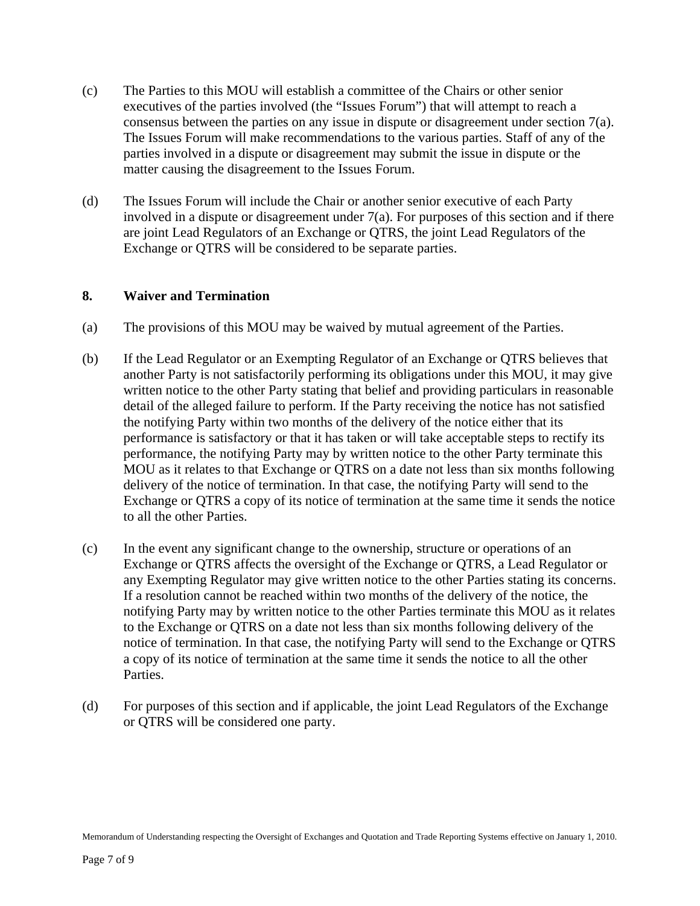(c) The Parties to this MOU will establish a committee of the Chairs or other senior executives of the parties involved (the "Issues Forum") that will attempt to reach a consensus between the parties on any issue in dispute or disagreement under section 7(a). The Issues Forum will make recommendations to the various parties. Staff of any of the parties involved in a dispute or disagreement may submit the issue in dispute or the matter causing the disagreement to the Issues Forum.

(d) The Issues Forum will include the Chair or another senior executive of each Party involved in a dispute or disagreement under 7(a). For purposes of this section and if there are joint Lead Regulators of an Exchange or QTRS, the joint Lead Regulators of the Exchange or QTRS will be considered to be separate parties.

## 8. Waiver and Termination

(a) The provisions of this MOU may be waived by mutual agreement of the Parties.

(b) If the Lead Regulator or an Exempting Regulator of an Exchange or QTRS believes that another Party is not satisfactorily performing its obligations under this MOU, it may give written notice to the other Party stating that belief and providing particulars in reasonable detail of the alleged failure to perform. If the Party receiving the notice has not satisfied the notifying Party within two months of the delivery of the notice either that its performance is satisfactory or that it has taken or will take acceptable steps to rectify its performance, the notifying Party may by written notice to the other Party terminate this MOU as it relates to that Exchange or QTRS on a date not less than six months following delivery of the notice of termination. In that case, the notifying Party will send to the Exchange or QTRS a copy of its notice of termination at the same time it sends the notice to all the other Parties.

(c) In the event any significant change to the ownership, structure or operations of an Exchange or QTRS affects the oversight of the Exchange or QTRS, a Lead Regulator or any Exempting Regulator may give written notice to the other Parties stating its concerns. If a resolution cannot be reached within two months of the delivery of the notice, the notifying Party may by written notice to the other Parties terminate this MOU as it relates to the Exchange or QTRS on a date not less than six months following delivery of the notice of termination. In that case, the notifying Party will send to the Exchange or QTRS a copy of its notice of termination at the same time it sends the notice to all the other Parties.

(d) For purposes of this section and if applicable, the joint Lead Regulators of the Exchange or QTRS will be considered one party.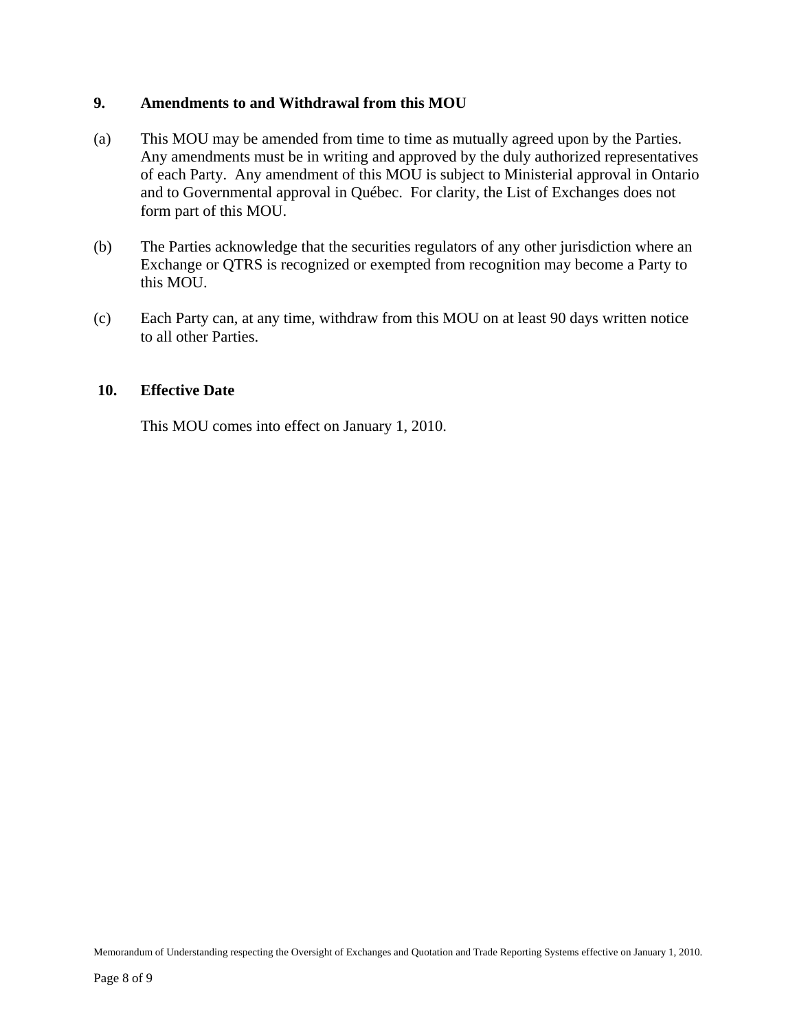## 9. Amendments to and Withdrawal from this MOU

(a) This MOU may be amended from time to time as mutually agreed upon by the Parties. Any amendments must be in writing and approved by the duly authorized representatives of each Party. Any amendment of this MOU is subject to Ministerial approval in Ontario and to Governmental approval in Québec. For clarity, the List of Exchanges does not form part of this MOU.

(b) The Parties acknowledge that the securities regulators of any other jurisdiction where an Exchange or QTRS is recognized or exempted from recognition may become a Party to this MOU.

(c) Each Party can, at any time, withdraw from this MOU on at least 90 days written notice to all other Parties.

## 10. Effective Date

This MOU comes into effect on January 1, 2010.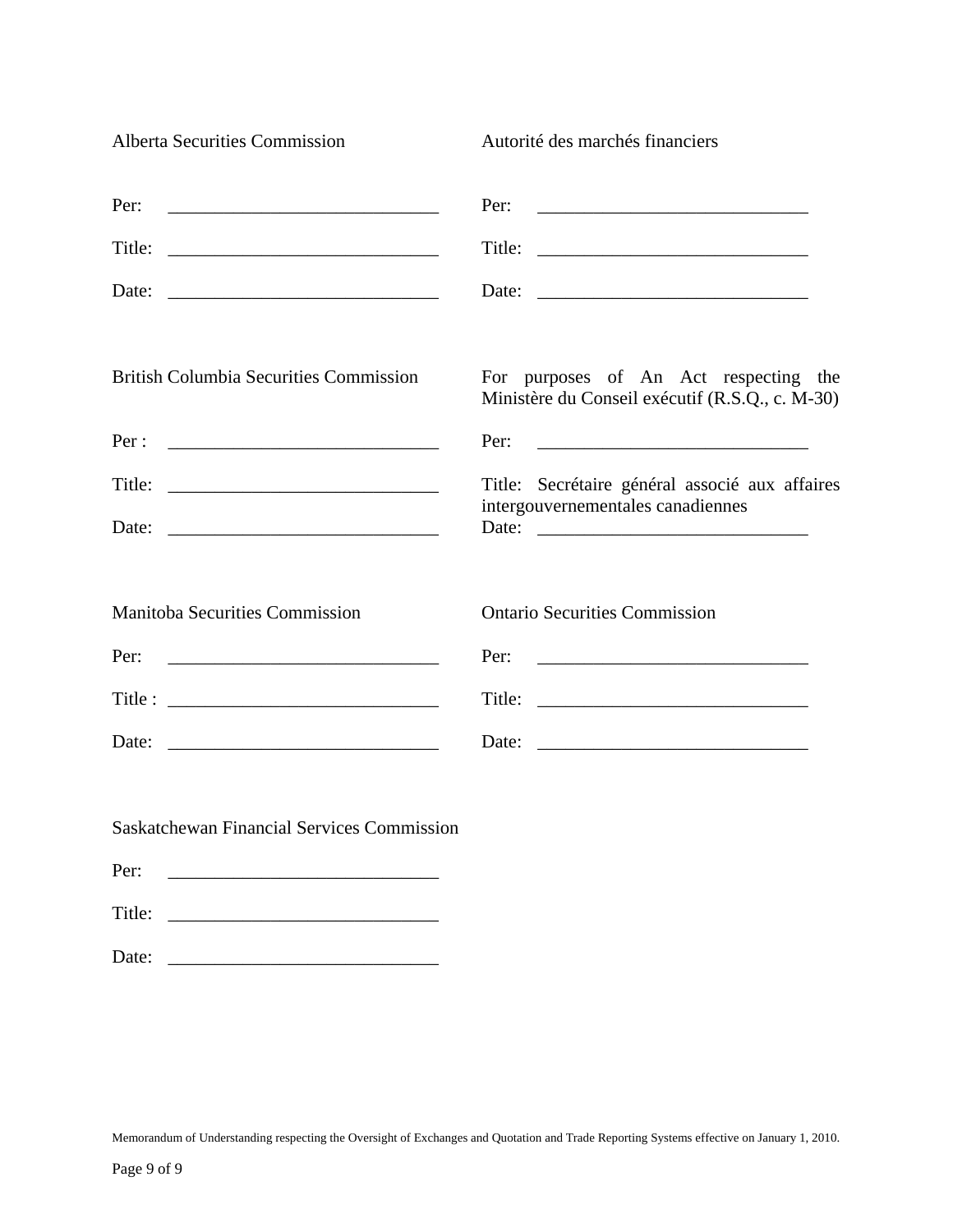Alberta Securities Commission

Per: ______________________________

Title: ______________________________

Date: ______________________________

Autorité des marchés financiers

Per: ______________________________

Title: ______________________________

Date: ______________________________

British Columbia Securities Commission

Per : ______________________________

Title: ______________________________

Date: ______________________________

For purposes of An Act respecting the Ministère du Conseil exécutif (R.S.Q., c. M-30)

Per: ______________________________

Title: Secrétaire général associé aux affaires intergouvernementales canadiennes

Date: ______________________________

Manitoba Securities Commission

Per: ______________________________

Title : ______________________________

Date: ______________________________

Ontario Securities Commission

Per: ______________________________

Title: ______________________________

Date: ______________________________

Saskatchewan Financial Services Commission

Per: ______________________________

Title: ______________________________

Date: ______________________________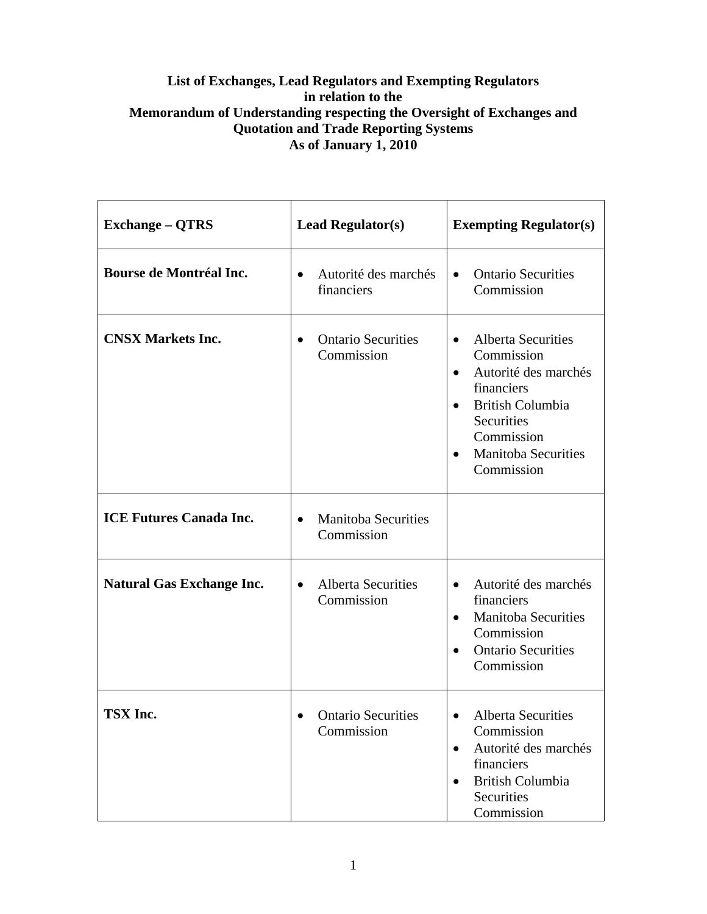**List of Exchanges, Lead Regulators and Exempting Regulators in relation to the Memorandum of Understanding respecting the Oversight of Exchanges and Quotation and Trade Reporting Systems As of January 1, 2010**

| **Exchange – QTRS** | **Lead Regulator(s)** | **Exempting Regulator(s)** |
|---|---|---|
| **Bourse de Montréal Inc.** | • Autorité des marchés financiers | • Ontario Securities Commission |
| **CNSX Markets Inc.** | • Ontario Securities Commission | • Alberta Securities Commission<br>• Autorité des marchés financiers<br>• British Columbia Securities Commission<br>• Manitoba Securities Commission |
| **ICE Futures Canada Inc.** | • Manitoba Securities Commission | |
| **Natural Gas Exchange Inc.** | • Alberta Securities Commission | • Autorité des marchés financiers<br>• Manitoba Securities Commission<br>• Ontario Securities Commission |
| **TSX Inc.** | • Ontario Securities Commission | • Alberta Securities Commission<br>• Autorité des marchés financiers<br>• British Columbia Securities Commission |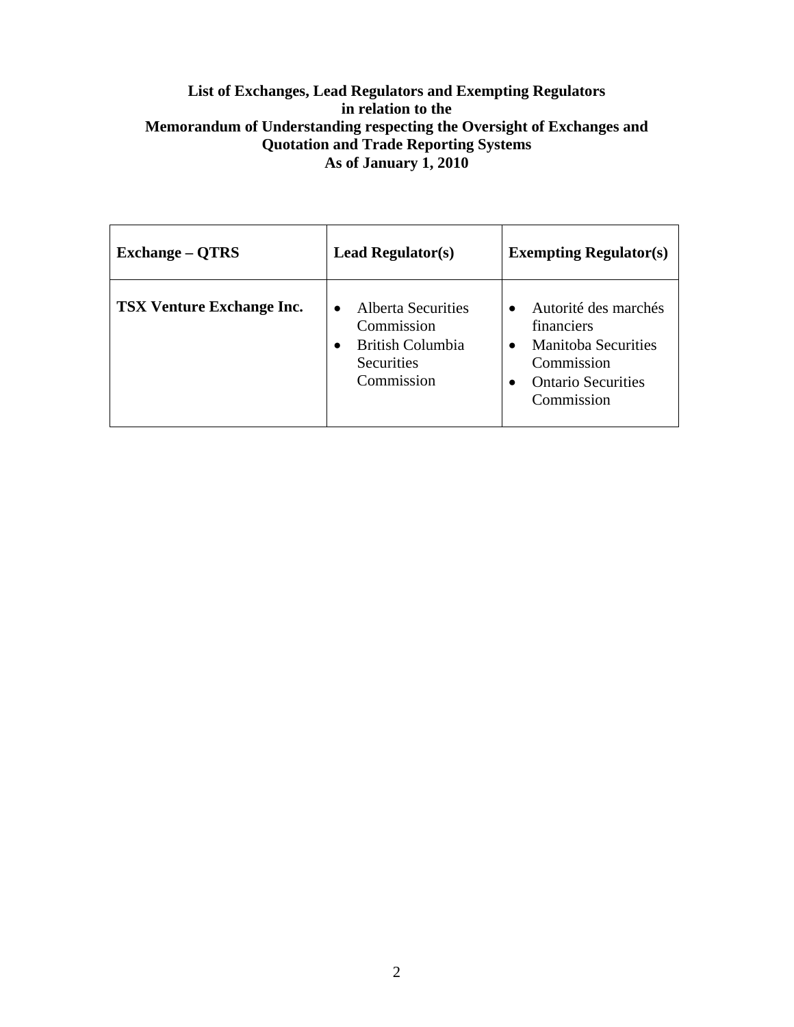**List of Exchanges, Lead Regulators and Exempting Regulators in relation to the Memorandum of Understanding respecting the Oversight of Exchanges and Quotation and Trade Reporting Systems As of January 1, 2010**

| Exchange – QTRS | Lead Regulator(s) | Exempting Regulator(s) |
|---|---|---|
| **TSX Venture Exchange Inc.** | • Alberta Securities Commission<br>• British Columbia Securities Commission | • Autorité des marchés financiers<br>• Manitoba Securities Commission<br>• Ontario Securities Commission |